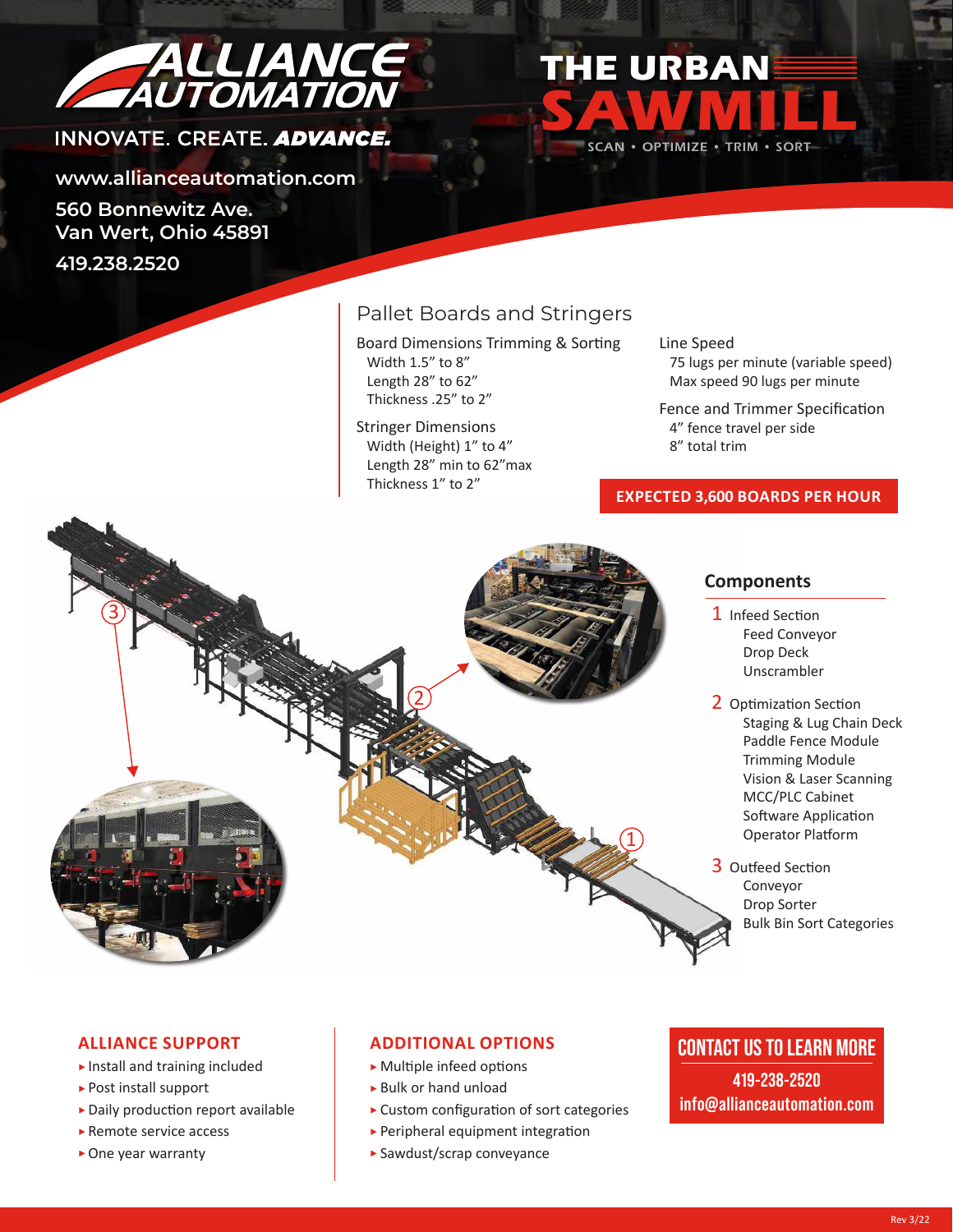# ALLIANCE AUTOMATION

INNOVATE. CREATE. ***ADVANCE.***

www.allianceautomation.com

560 Bonnewitz Ave.
Van Wert, Ohio 45891

419.238.2520

# THE URBAN SAWMILL

SCAN • OPTIMIZE • TRIM • SORT

## Pallet Boards and Stringers

**Board Dimensions Trimming & Sorting**
- Width 1.5" to 8"
- Length 28" to 62"
- Thickness .25" to 2"

**Stringer Dimensions**
- Width (Height) 1" to 4"
- Length 28" min to 62"max
- Thickness 1" to 2"

**Line Speed**
- 75 lugs per minute (variable speed)
- Max speed 90 lugs per minute

**Fence and Trimmer Specification**
- 4" fence travel per side
- 8" total trim

**EXPECTED 3,600 BOARDS PER HOUR**

## Components

1. Infeed Section
   - Feed Conveyor
   - Drop Deck
   - Unscrambler
2. Optimization Section
   - Staging & Lug Chain Deck
   - Paddle Fence Module
   - Trimming Module
   - Vision & Laser Scanning
   - MCC/PLC Cabinet
   - Software Application
   - Operator Platform
3. Outfeed Section
   - Conveyor
   - Drop Sorter
   - Bulk Bin Sort Categories

## ALLIANCE SUPPORT

- Install and training included
- Post install support
- Daily production report available
- Remote service access
- One year warranty

## ADDITIONAL OPTIONS

- Multiple infeed options
- Bulk or hand unload
- Custom configuration of sort categories
- Peripheral equipment integration
- Sawdust/scrap conveyance

## CONTACT US TO LEARN MORE

419-238-2520
info@allianceautomation.com

Rev 3/22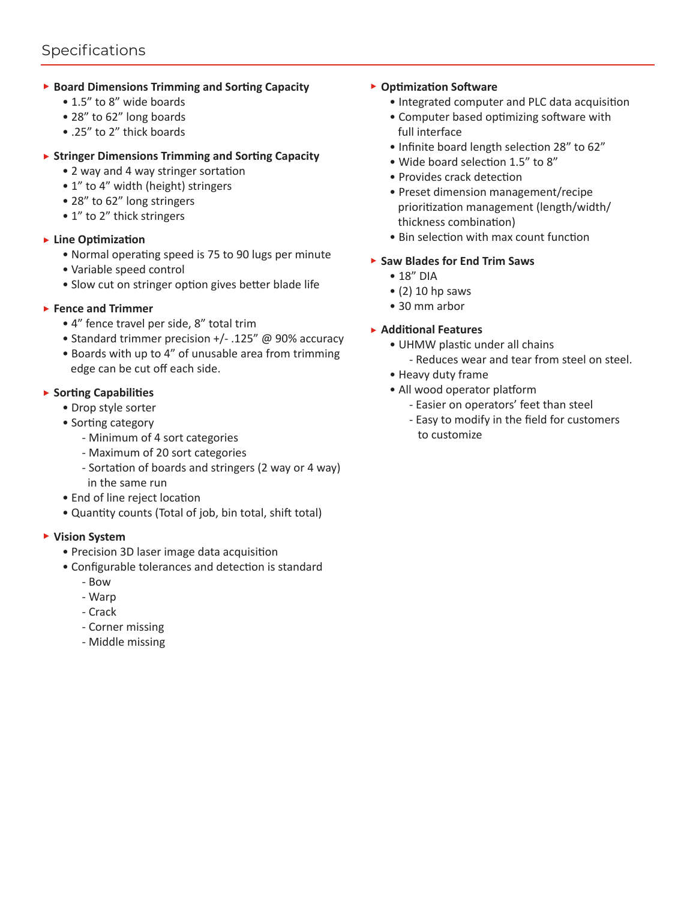## Specifications

### Board Dimensions Trimming and Sorting Capacity

- 1.5" to 8" wide boards
- 28" to 62" long boards
- .25" to 2" thick boards

### Stringer Dimensions Trimming and Sorting Capacity

- 2 way and 4 way stringer sortation
- 1" to 4" width (height) stringers
- 28" to 62" long stringers
- 1" to 2" thick stringers

### Line Optimization

- Normal operating speed is 75 to 90 lugs per minute
- Variable speed control
- Slow cut on stringer option gives better blade life

### Fence and Trimmer

- 4" fence travel per side, 8" total trim
- Standard trimmer precision +/- .125" @ 90% accuracy
- Boards with up to 4" of unusable area from trimming edge can be cut off each side.

### Sorting Capabilities

- Drop style sorter
- Sorting category
  - Minimum of 4 sort categories
  - Maximum of 20 sort categories
  - Sortation of boards and stringers (2 way or 4 way) in the same run
- End of line reject location
- Quantity counts (Total of job, bin total, shift total)

### Vision System

- Precision 3D laser image data acquisition
- Configurable tolerances and detection is standard
  - Bow
  - Warp
  - Crack
  - Corner missing
  - Middle missing

### Optimization Software

- Integrated computer and PLC data acquisition
- Computer based optimizing software with full interface
- Infinite board length selection 28" to 62"
- Wide board selection 1.5" to 8"
- Provides crack detection
- Preset dimension management/recipe prioritization management (length/width/ thickness combination)
- Bin selection with max count function

### Saw Blades for End Trim Saws

- 18" DIA
- (2) 10 hp saws
- 30 mm arbor

### Additional Features

- UHMW plastic under all chains
  - Reduces wear and tear from steel on steel.
- Heavy duty frame
- All wood operator platform
  - Easier on operators' feet than steel
  - Easy to modify in the field for customers to customize